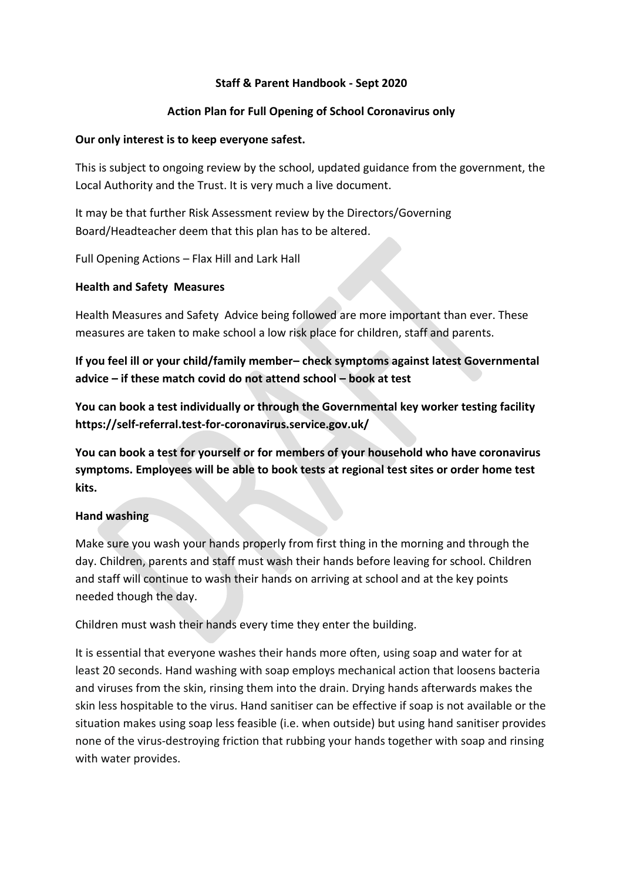**Staff & Parent Handbook - Sept 2020**

**Action Plan for Full Opening of School Coronavirus only**

**Our only interest is to keep everyone safest.**

This is subject to ongoing review by the school, updated guidance from the government, the Local Authority and the Trust. It is very much a live document.

It may be that further Risk Assessment review by the Directors/Governing Board/Headteacher deem that this plan has to be altered.

Full Opening Actions – Flax Hill and Lark Hall

## Health and Safety Measures

Health Measures and Safety Advice being followed are more important than ever. These measures are taken to make school a low risk place for children, staff and parents.

**If you feel ill or your child/family member– check symptoms against latest Governmental advice – if these match covid do not attend school – book at test**

**You can book a test individually or through the Governmental key worker testing facility https://self-referral.test-for-coronavirus.service.gov.uk/**

**You can book a test for yourself or for members of your household who have coronavirus symptoms. Employees will be able to book tests at regional test sites or order home test kits.**

## Hand washing

Make sure you wash your hands properly from first thing in the morning and through the day. Children, parents and staff must wash their hands before leaving for school. Children and staff will continue to wash their hands on arriving at school and at the key points needed though the day.

Children must wash their hands every time they enter the building.

It is essential that everyone washes their hands more often, using soap and water for at least 20 seconds. Hand washing with soap employs mechanical action that loosens bacteria and viruses from the skin, rinsing them into the drain. Drying hands afterwards makes the skin less hospitable to the virus. Hand sanitiser can be effective if soap is not available or the situation makes using soap less feasible (i.e. when outside) but using hand sanitiser provides none of the virus-destroying friction that rubbing your hands together with soap and rinsing with water provides.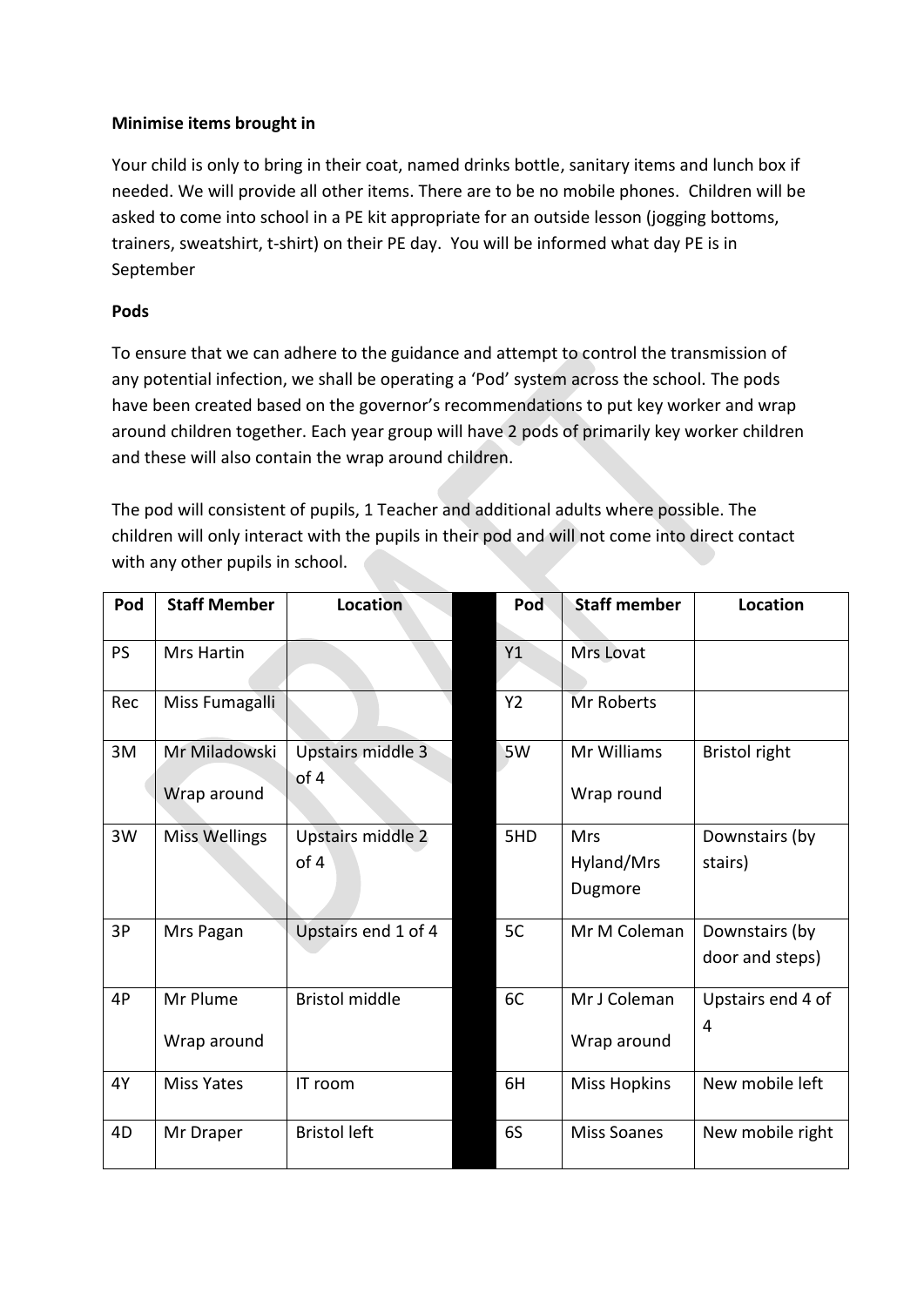**Minimise items brought in**

Your child is only to bring in their coat, named drinks bottle, sanitary items and lunch box if needed. We will provide all other items. There are to be no mobile phones. Children will be asked to come into school in a PE kit appropriate for an outside lesson (jogging bottoms, trainers, sweatshirt, t-shirt) on their PE day. You will be informed what day PE is in September

**Pods**

To ensure that we can adhere to the guidance and attempt to control the transmission of any potential infection, we shall be operating a 'Pod' system across the school. The pods have been created based on the governor's recommendations to put key worker and wrap around children together. Each year group will have 2 pods of primarily key worker children and these will also contain the wrap around children.

The pod will consistent of pupils, 1 Teacher and additional adults where possible. The children will only interact with the pupils in their pod and will not come into direct contact with any other pupils in school.

| Pod | Staff Member | Location | | Pod | Staff member | Location |
|---|---|---|---|---|---|---|
| PS | Mrs Hartin | | | Y1 | Mrs Lovat | |
| Rec | Miss Fumagalli | | | Y2 | Mr Roberts | |
| 3M | Mr Miladowski<br>Wrap around | Upstairs middle 3 of 4 | | 5W | Mr Williams<br>Wrap round | Bristol right |
| 3W | Miss Wellings | Upstairs middle 2 of 4 | | 5HD | Mrs Hyland/Mrs Dugmore | Downstairs (by stairs) |
| 3P | Mrs Pagan | Upstairs end 1 of 4 | | 5C | Mr M Coleman | Downstairs (by door and steps) |
| 4P | Mr Plume<br>Wrap around | Bristol middle | | 6C | Mr J Coleman<br>Wrap around | Upstairs end 4 of 4 |
| 4Y | Miss Yates | IT room | | 6H | Miss Hopkins | New mobile left |
| 4D | Mr Draper | Bristol left | | 6S | Miss Soanes | New mobile right |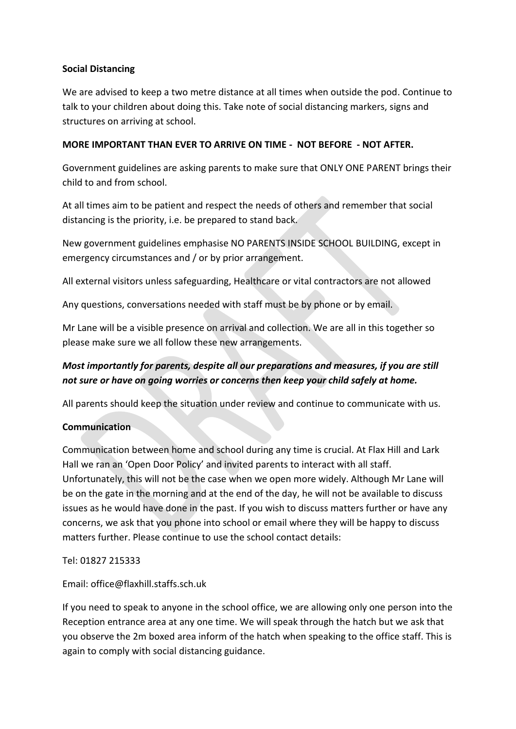**Social Distancing**

We are advised to keep a two metre distance at all times when outside the pod. Continue to talk to your children about doing this. Take note of social distancing markers, signs and structures on arriving at school.

**MORE IMPORTANT THAN EVER TO ARRIVE ON TIME - NOT BEFORE - NOT AFTER.**

Government guidelines are asking parents to make sure that ONLY ONE PARENT brings their child to and from school.

At all times aim to be patient and respect the needs of others and remember that social distancing is the priority, i.e. be prepared to stand back.

New government guidelines emphasise NO PARENTS INSIDE SCHOOL BUILDING, except in emergency circumstances and / or by prior arrangement.

All external visitors unless safeguarding, Healthcare or vital contractors are not allowed

Any questions, conversations needed with staff must be by phone or by email.

Mr Lane will be a visible presence on arrival and collection. We are all in this together so please make sure we all follow these new arrangements.

***Most importantly for parents, despite all our preparations and measures, if you are still not sure or have on going worries or concerns then keep your child safely at home.***

All parents should keep the situation under review and continue to communicate with us.

**Communication**

Communication between home and school during any time is crucial. At Flax Hill and Lark Hall we ran an 'Open Door Policy' and invited parents to interact with all staff. Unfortunately, this will not be the case when we open more widely. Although Mr Lane will be on the gate in the morning and at the end of the day, he will not be available to discuss issues as he would have done in the past. If you wish to discuss matters further or have any concerns, we ask that you phone into school or email where they will be happy to discuss matters further. Please continue to use the school contact details:

Tel: 01827 215333

Email: office@flaxhill.staffs.sch.uk

If you need to speak to anyone in the school office, we are allowing only one person into the Reception entrance area at any one time. We will speak through the hatch but we ask that you observe the 2m boxed area inform of the hatch when speaking to the office staff. This is again to comply with social distancing guidance.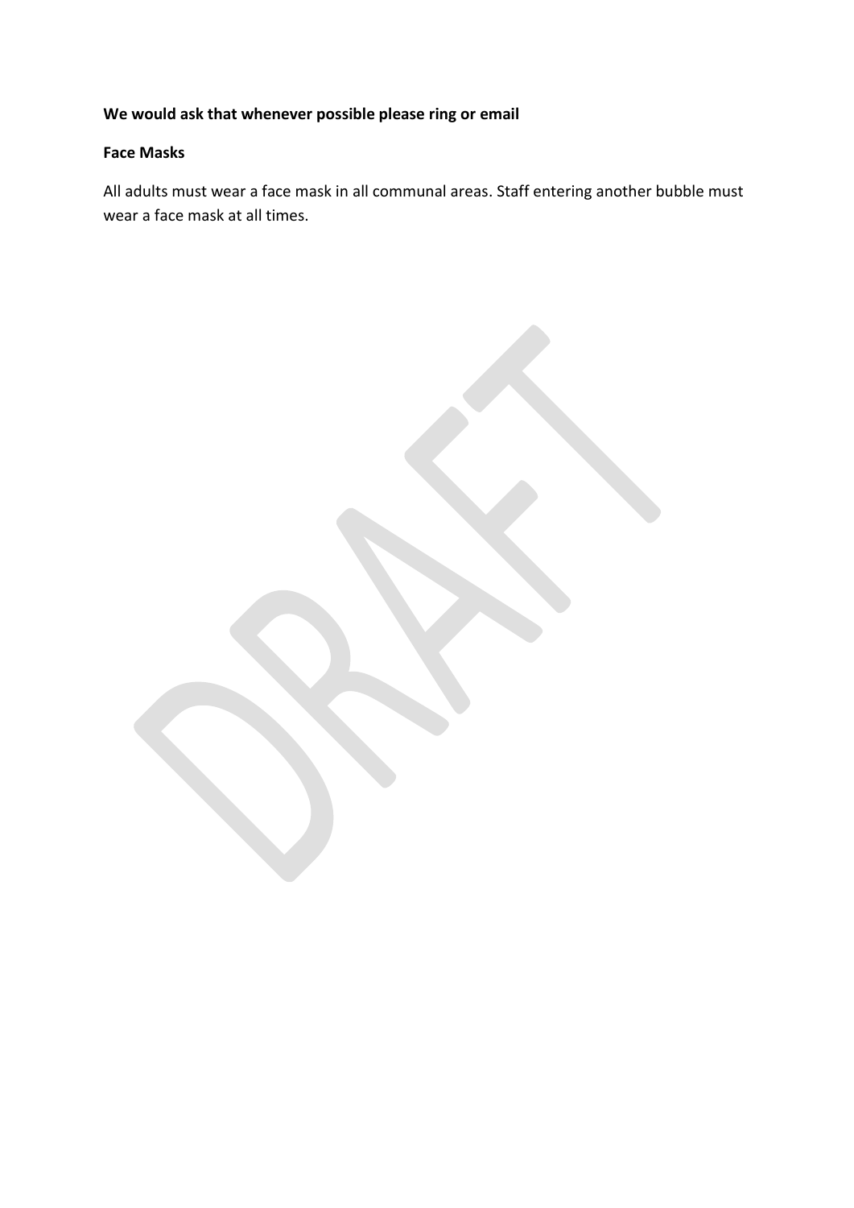**We would ask that whenever possible please ring or email**

**Face Masks**

All adults must wear a face mask in all communal areas. Staff entering another bubble must wear a face mask at all times.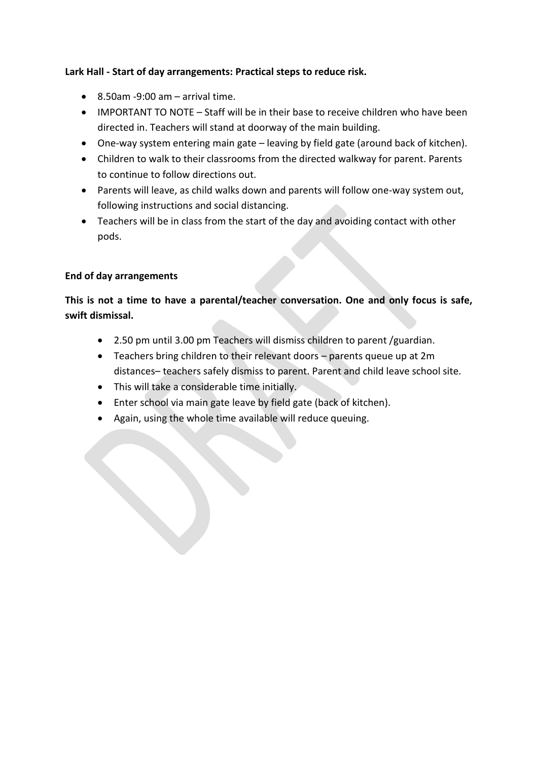**Lark Hall - Start of day arrangements: Practical steps to reduce risk.**

- 8.50am -9:00 am – arrival time.
- IMPORTANT TO NOTE – Staff will be in their base to receive children who have been directed in. Teachers will stand at doorway of the main building.
- One-way system entering main gate – leaving by field gate (around back of kitchen).
- Children to walk to their classrooms from the directed walkway for parent. Parents to continue to follow directions out.
- Parents will leave, as child walks down and parents will follow one-way system out, following instructions and social distancing.
- Teachers will be in class from the start of the day and avoiding contact with other pods.

**End of day arrangements**

**This is not a time to have a parental/teacher conversation. One and only focus is safe, swift dismissal.**

- 2.50 pm until 3.00 pm Teachers will dismiss children to parent /guardian.
- Teachers bring children to their relevant doors – parents queue up at 2m distances– teachers safely dismiss to parent. Parent and child leave school site.
- This will take a considerable time initially.
- Enter school via main gate leave by field gate (back of kitchen).
- Again, using the whole time available will reduce queuing.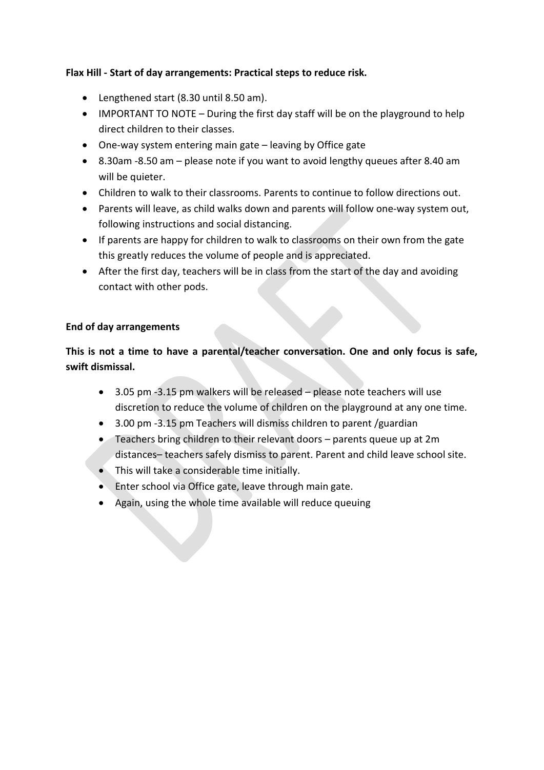**Flax Hill - Start of day arrangements: Practical steps to reduce risk.**

- Lengthened start (8.30 until 8.50 am).
- IMPORTANT TO NOTE – During the first day staff will be on the playground to help direct children to their classes.
- One-way system entering main gate – leaving by Office gate
- 8.30am -8.50 am – please note if you want to avoid lengthy queues after 8.40 am will be quieter.
- Children to walk to their classrooms. Parents to continue to follow directions out.
- Parents will leave, as child walks down and parents will follow one-way system out, following instructions and social distancing.
- If parents are happy for children to walk to classrooms on their own from the gate this greatly reduces the volume of people and is appreciated.
- After the first day, teachers will be in class from the start of the day and avoiding contact with other pods.

**End of day arrangements**

**This is not a time to have a parental/teacher conversation. One and only focus is safe, swift dismissal.**

- 3.05 pm -3.15 pm walkers will be released – please note teachers will use discretion to reduce the volume of children on the playground at any one time.
- 3.00 pm -3.15 pm Teachers will dismiss children to parent /guardian
- Teachers bring children to their relevant doors – parents queue up at 2m distances– teachers safely dismiss to parent. Parent and child leave school site.
- This will take a considerable time initially.
- Enter school via Office gate, leave through main gate.
- Again, using the whole time available will reduce queuing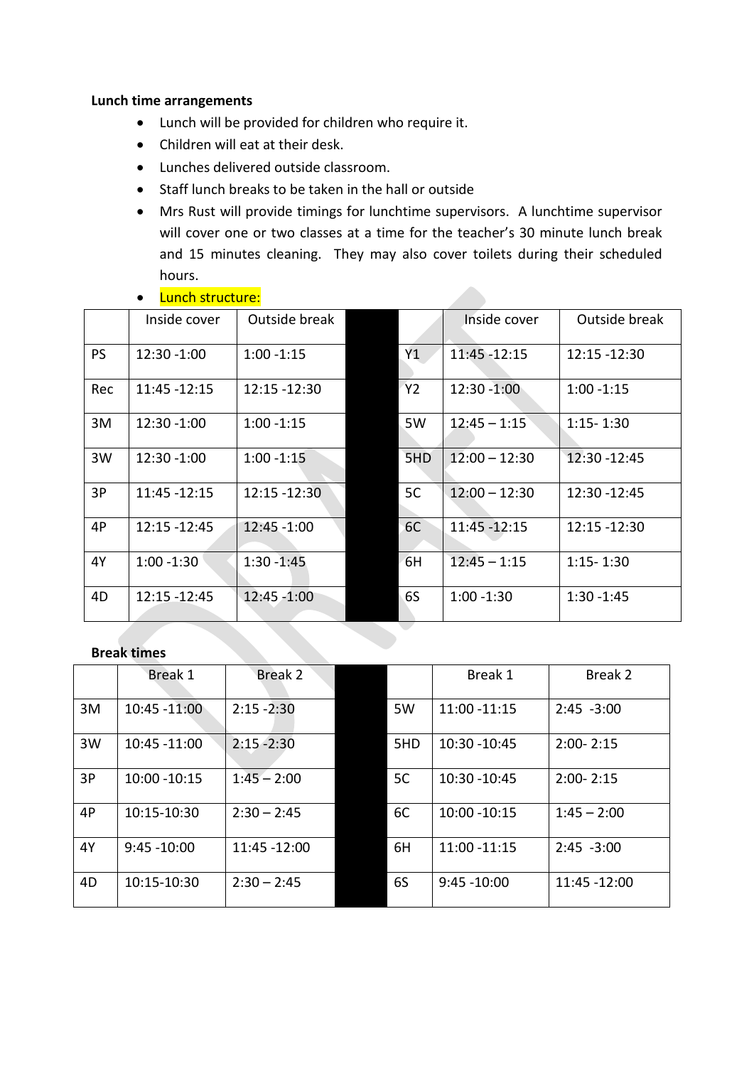**Lunch time arrangements**

- Lunch will be provided for children who require it.
- Children will eat at their desk.
- Lunches delivered outside classroom.
- Staff lunch breaks to be taken in the hall or outside
- Mrs Rust will provide timings for lunchtime supervisors. A lunchtime supervisor will cover one or two classes at a time for the teacher's 30 minute lunch break and 15 minutes cleaning. They may also cover toilets during their scheduled hours.
- Lunch structure:

| | Inside cover | Outside break | | | Inside cover | Outside break |
|---|---|---|---|---|---|---|
| PS | 12:30 -1:00 | 1:00 -1:15 | | Y1 | 11:45 -12:15 | 12:15 -12:30 |
| Rec | 11:45 -12:15 | 12:15 -12:30 | | Y2 | 12:30 -1:00 | 1:00 -1:15 |
| 3M | 12:30 -1:00 | 1:00 -1:15 | | 5W | 12:45 – 1:15 | 1:15- 1:30 |
| 3W | 12:30 -1:00 | 1:00 -1:15 | | 5HD | 12:00 – 12:30 | 12:30 -12:45 |
| 3P | 11:45 -12:15 | 12:15 -12:30 | | 5C | 12:00 – 12:30 | 12:30 -12:45 |
| 4P | 12:15 -12:45 | 12:45 -1:00 | | 6C | 11:45 -12:15 | 12:15 -12:30 |
| 4Y | 1:00 -1:30 | 1:30 -1:45 | | 6H | 12:45 – 1:15 | 1:15- 1:30 |
| 4D | 12:15 -12:45 | 12:45 -1:00 | | 6S | 1:00 -1:30 | 1:30 -1:45 |

**Break times**

| | Break 1 | Break 2 | | | Break 1 | Break 2 |
|---|---|---|---|---|---|---|
| 3M | 10:45 -11:00 | 2:15 -2:30 | | 5W | 11:00 -11:15 | 2:45 -3:00 |
| 3W | 10:45 -11:00 | 2:15 -2:30 | | 5HD | 10:30 -10:45 | 2:00- 2:15 |
| 3P | 10:00 -10:15 | 1:45 – 2:00 | | 5C | 10:30 -10:45 | 2:00- 2:15 |
| 4P | 10:15-10:30 | 2:30 – 2:45 | | 6C | 10:00 -10:15 | 1:45 – 2:00 |
| 4Y | 9:45 -10:00 | 11:45 -12:00 | | 6H | 11:00 -11:15 | 2:45 -3:00 |
| 4D | 10:15-10:30 | 2:30 – 2:45 | | 6S | 9:45 -10:00 | 11:45 -12:00 |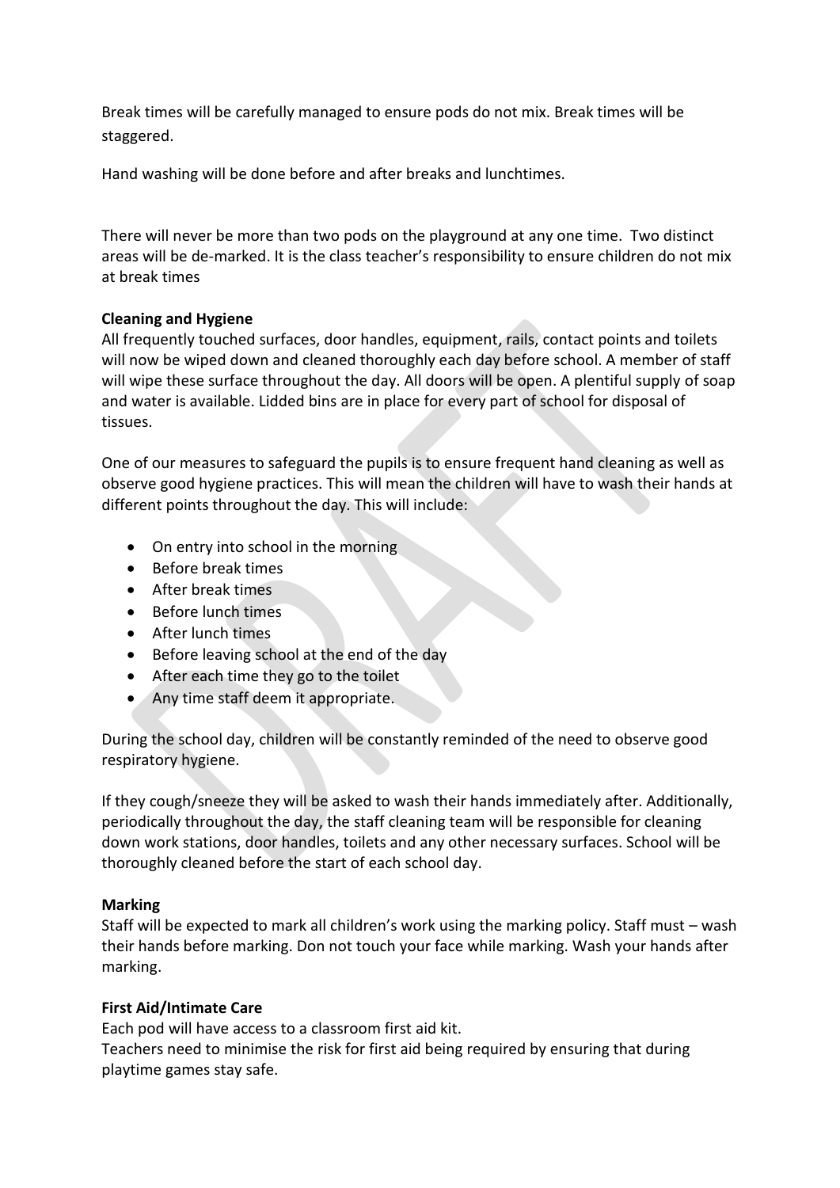Break times will be carefully managed to ensure pods do not mix. Break times will be staggered.

Hand washing will be done before and after breaks and lunchtimes.

There will never be more than two pods on the playground at any one time. Two distinct areas will be de-marked. It is the class teacher's responsibility to ensure children do not mix at break times

**Cleaning and Hygiene**

All frequently touched surfaces, door handles, equipment, rails, contact points and toilets will now be wiped down and cleaned thoroughly each day before school. A member of staff will wipe these surface throughout the day. All doors will be open. A plentiful supply of soap and water is available. Lidded bins are in place for every part of school for disposal of tissues.

One of our measures to safeguard the pupils is to ensure frequent hand cleaning as well as observe good hygiene practices. This will mean the children will have to wash their hands at different points throughout the day. This will include:

- On entry into school in the morning
- Before break times
- After break times
- Before lunch times
- After lunch times
- Before leaving school at the end of the day
- After each time they go to the toilet
- Any time staff deem it appropriate.

During the school day, children will be constantly reminded of the need to observe good respiratory hygiene.

If they cough/sneeze they will be asked to wash their hands immediately after. Additionally, periodically throughout the day, the staff cleaning team will be responsible for cleaning down work stations, door handles, toilets and any other necessary surfaces. School will be thoroughly cleaned before the start of each school day.

**Marking**

Staff will be expected to mark all children's work using the marking policy. Staff must – wash their hands before marking. Don not touch your face while marking. Wash your hands after marking.

**First Aid/Intimate Care**

Each pod will have access to a classroom first aid kit.

Teachers need to minimise the risk for first aid being required by ensuring that during playtime games stay safe.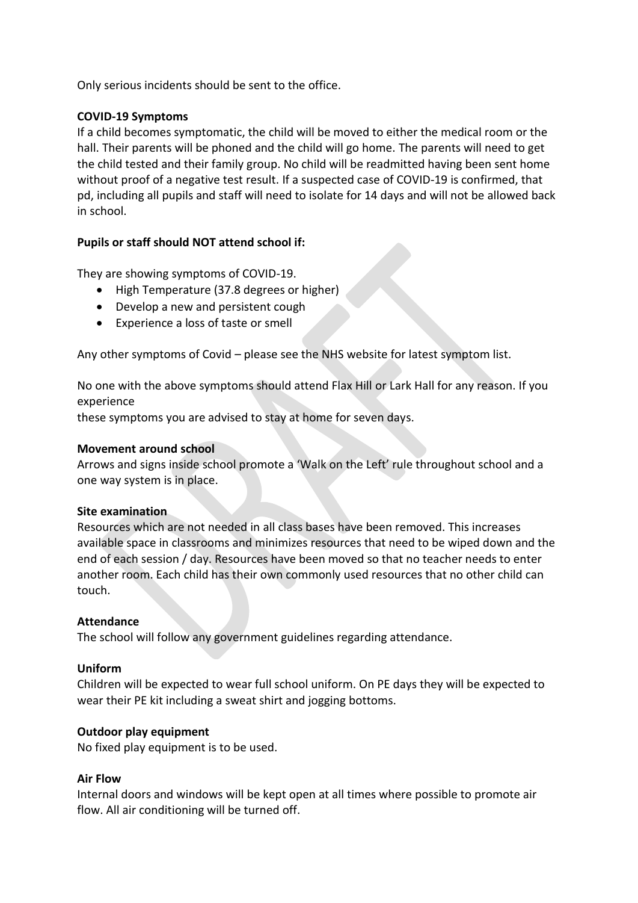Only serious incidents should be sent to the office.

**COVID-19 Symptoms**

If a child becomes symptomatic, the child will be moved to either the medical room or the hall. Their parents will be phoned and the child will go home. The parents will need to get the child tested and their family group. No child will be readmitted having been sent home without proof of a negative test result. If a suspected case of COVID-19 is confirmed, that pd, including all pupils and staff will need to isolate for 14 days and will not be allowed back in school.

**Pupils or staff should NOT attend school if:**

They are showing symptoms of COVID-19.

- High Temperature (37.8 degrees or higher)
- Develop a new and persistent cough
- Experience a loss of taste or smell

Any other symptoms of Covid – please see the NHS website for latest symptom list.

No one with the above symptoms should attend Flax Hill or Lark Hall for any reason. If you experience
these symptoms you are advised to stay at home for seven days.

**Movement around school**

Arrows and signs inside school promote a 'Walk on the Left' rule throughout school and a one way system is in place.

**Site examination**

Resources which are not needed in all class bases have been removed. This increases available space in classrooms and minimizes resources that need to be wiped down and the end of each session / day. Resources have been moved so that no teacher needs to enter another room. Each child has their own commonly used resources that no other child can touch.

**Attendance**

The school will follow any government guidelines regarding attendance.

**Uniform**

Children will be expected to wear full school uniform. On PE days they will be expected to wear their PE kit including a sweat shirt and jogging bottoms.

**Outdoor play equipment**

No fixed play equipment is to be used.

**Air Flow**

Internal doors and windows will be kept open at all times where possible to promote air flow. All air conditioning will be turned off.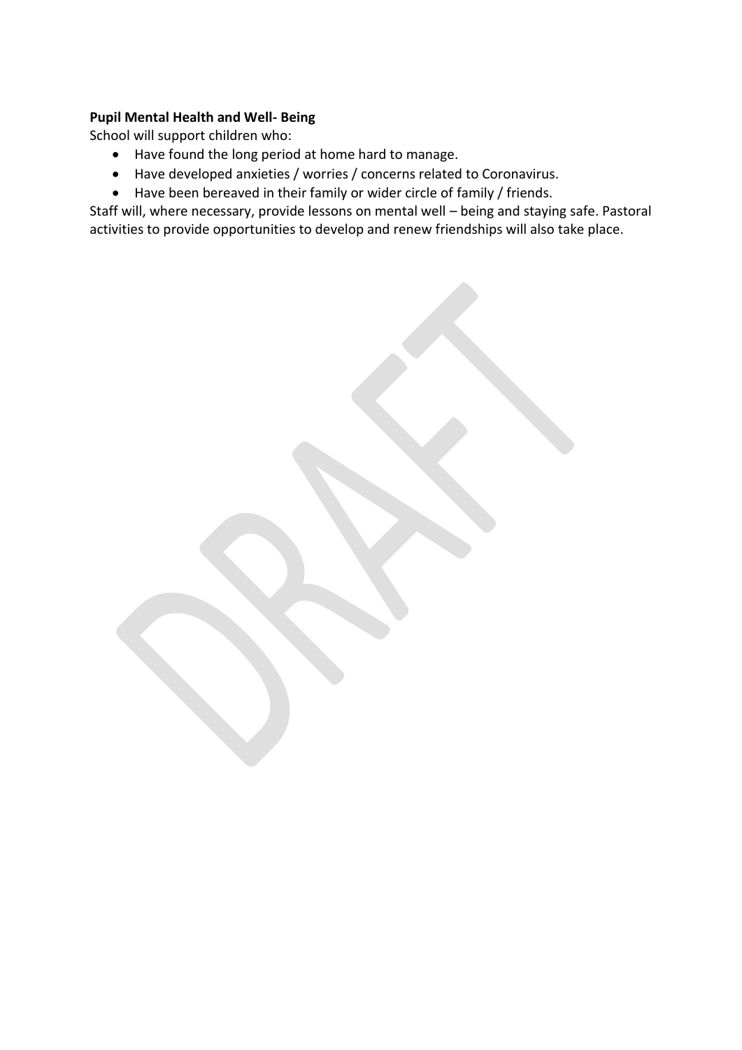**Pupil Mental Health and Well- Being**

School will support children who:

- Have found the long period at home hard to manage.
- Have developed anxieties / worries / concerns related to Coronavirus.
- Have been bereaved in their family or wider circle of family / friends.

Staff will, where necessary, provide lessons on mental well – being and staying safe. Pastoral activities to provide opportunities to develop and renew friendships will also take place.